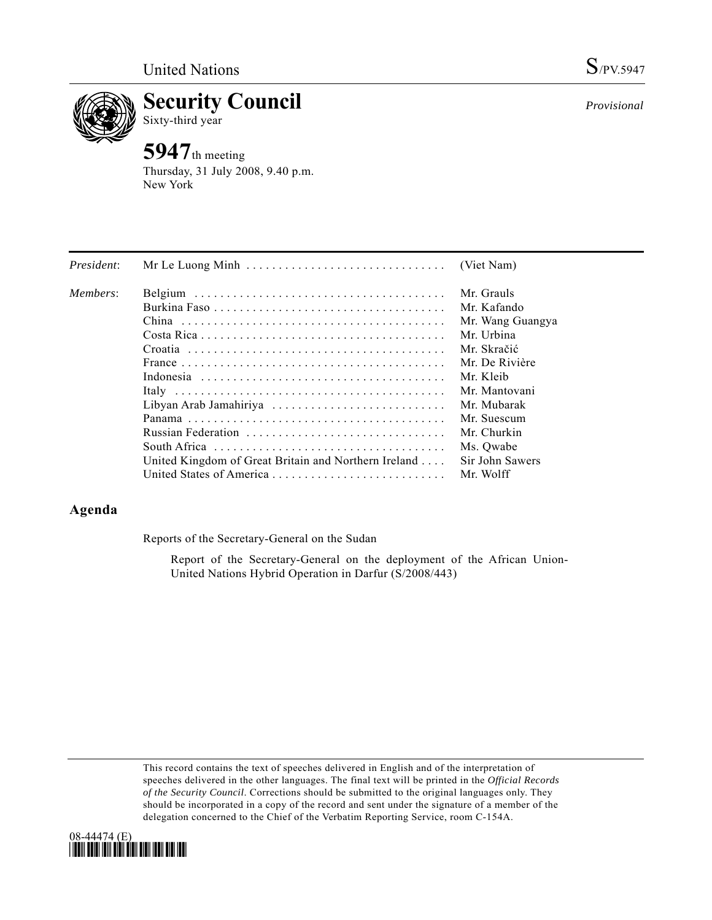United Nations S/PV.5947

# Security Council

Sixty-third year

*Provisional*

## 5947th meeting

Thursday, 31 July 2008, 9.40 p.m.
New York

| | | |
|---|---|---|
| *President*: | Mr Le Luong Minh | (Viet Nam) |
| *Members*: | Belgium | Mr. Grauls |
| | Burkina Faso | Mr. Kafando |
| | China | Mr. Wang Guangya |
| | Costa Rica | Mr. Urbina |
| | Croatia | Mr. Skračić |
| | France | Mr. De Rivière |
| | Indonesia | Mr. Kleib |
| | Italy | Mr. Mantovani |
| | Libyan Arab Jamahiriya | Mr. Mubarak |
| | Panama | Mr. Suescum |
| | Russian Federation | Mr. Churkin |
| | South Africa | Ms. Qwabe |
| | United Kingdom of Great Britain and Northern Ireland | Sir John Sawers |
| | United States of America | Mr. Wolff |

## Agenda

Reports of the Secretary-General on the Sudan

Report of the Secretary-General on the deployment of the African Union-United Nations Hybrid Operation in Darfur (S/2008/443)

This record contains the text of speeches delivered in English and of the interpretation of speeches delivered in the other languages. The final text will be printed in the *Official Records of the Security Council*. Corrections should be submitted to the original languages only. They should be incorporated in a copy of the record and sent under the signature of a member of the delegation concerned to the Chief of the Verbatim Reporting Service, room C-154A.

08-44474 (E)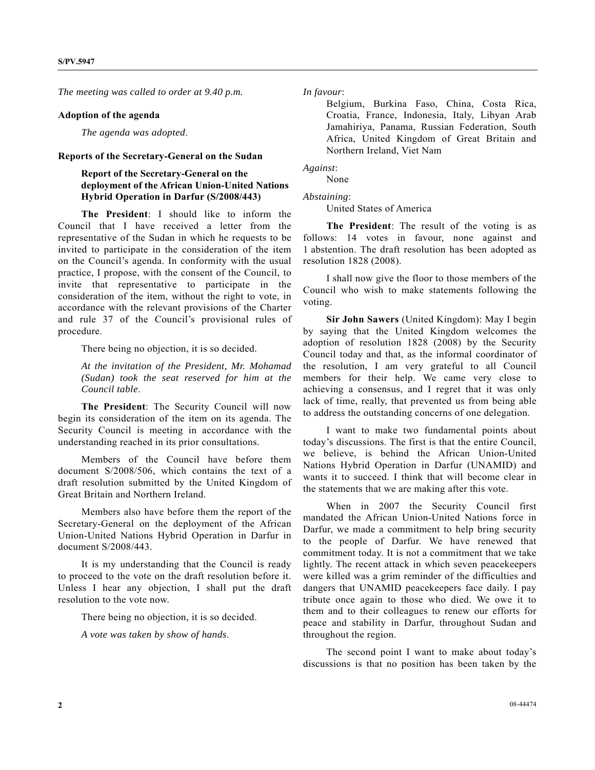*The meeting was called to order at 9.40 p.m.*

**Adoption of the agenda**

*The agenda was adopted*.

**Reports of the Secretary-General on the Sudan**

**Report of the Secretary-General on the deployment of the African Union-United Nations Hybrid Operation in Darfur (S/2008/443)**

**The President**: I should like to inform the Council that I have received a letter from the representative of the Sudan in which he requests to be invited to participate in the consideration of the item on the Council's agenda. In conformity with the usual practice, I propose, with the consent of the Council, to invite that representative to participate in the consideration of the item, without the right to vote, in accordance with the relevant provisions of the Charter and rule 37 of the Council's provisional rules of procedure.

There being no objection, it is so decided.

*At the invitation of the President, Mr. Mohamad (Sudan) took the seat reserved for him at the Council table*.

**The President**: The Security Council will now begin its consideration of the item on its agenda. The Security Council is meeting in accordance with the understanding reached in its prior consultations.

Members of the Council have before them document S/2008/506, which contains the text of a draft resolution submitted by the United Kingdom of Great Britain and Northern Ireland.

Members also have before them the report of the Secretary-General on the deployment of the African Union-United Nations Hybrid Operation in Darfur in document S/2008/443.

It is my understanding that the Council is ready to proceed to the vote on the draft resolution before it. Unless I hear any objection, I shall put the draft resolution to the vote now.

There being no objection, it is so decided.

*A vote was taken by show of hands*.

*In favour*:

Belgium, Burkina Faso, China, Costa Rica, Croatia, France, Indonesia, Italy, Libyan Arab Jamahiriya, Panama, Russian Federation, South Africa, United Kingdom of Great Britain and Northern Ireland, Viet Nam

*Against*:

None

*Abstaining*:

United States of America

**The President**: The result of the voting is as follows: 14 votes in favour, none against and 1 abstention. The draft resolution has been adopted as resolution 1828 (2008).

I shall now give the floor to those members of the Council who wish to make statements following the voting.

**Sir John Sawers** (United Kingdom): May I begin by saying that the United Kingdom welcomes the adoption of resolution 1828 (2008) by the Security Council today and that, as the informal coordinator of the resolution, I am very grateful to all Council members for their help. We came very close to achieving a consensus, and I regret that it was only lack of time, really, that prevented us from being able to address the outstanding concerns of one delegation.

I want to make two fundamental points about today's discussions. The first is that the entire Council, we believe, is behind the African Union-United Nations Hybrid Operation in Darfur (UNAMID) and wants it to succeed. I think that will become clear in the statements that we are making after this vote.

When in 2007 the Security Council first mandated the African Union-United Nations force in Darfur, we made a commitment to help bring security to the people of Darfur. We have renewed that commitment today. It is not a commitment that we take lightly. The recent attack in which seven peacekeepers were killed was a grim reminder of the difficulties and dangers that UNAMID peacekeepers face daily. I pay tribute once again to those who died. We owe it to them and to their colleagues to renew our efforts for peace and stability in Darfur, throughout Sudan and throughout the region.

The second point I want to make about today's discussions is that no position has been taken by the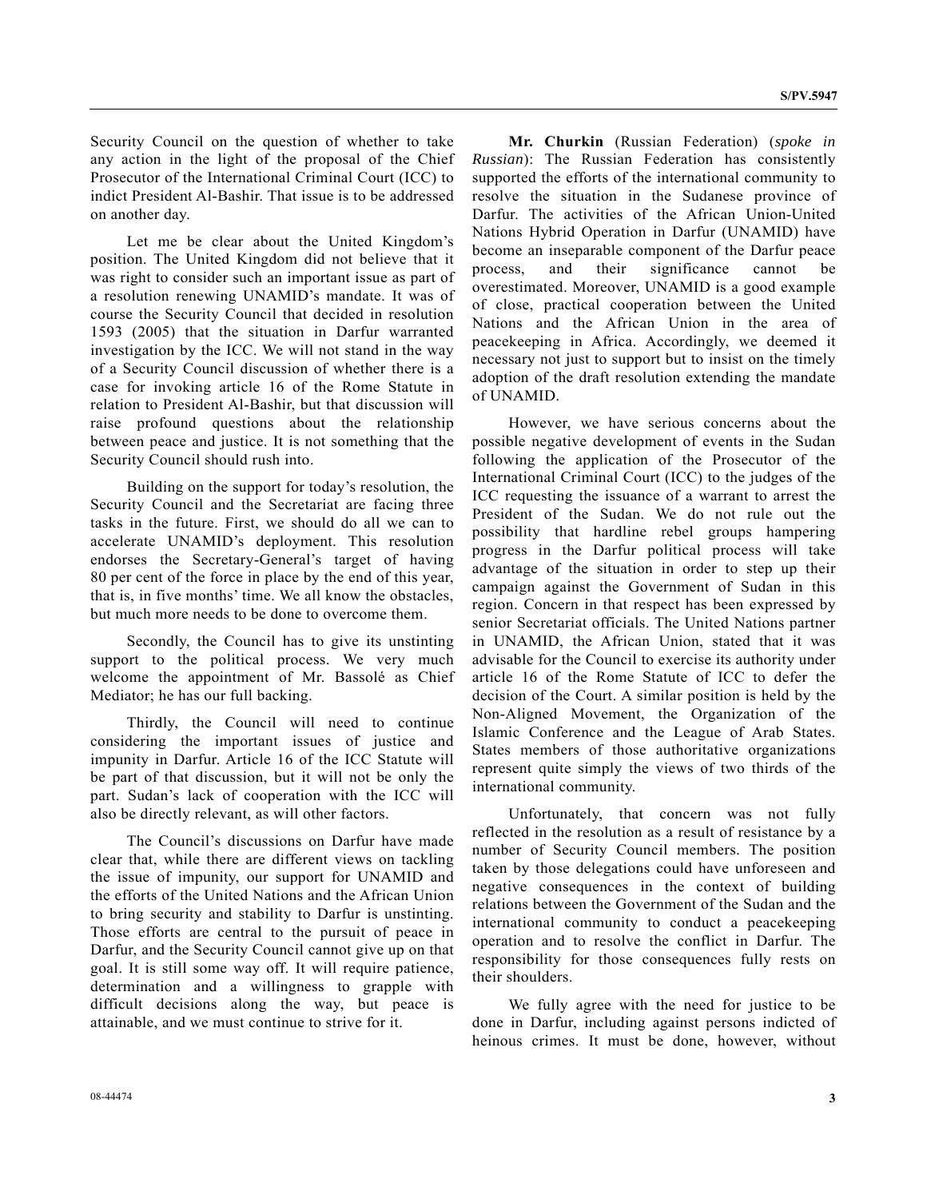Security Council on the question of whether to take any action in the light of the proposal of the Chief Prosecutor of the International Criminal Court (ICC) to indict President Al-Bashir. That issue is to be addressed on another day.

Let me be clear about the United Kingdom's position. The United Kingdom did not believe that it was right to consider such an important issue as part of a resolution renewing UNAMID's mandate. It was of course the Security Council that decided in resolution 1593 (2005) that the situation in Darfur warranted investigation by the ICC. We will not stand in the way of a Security Council discussion of whether there is a case for invoking article 16 of the Rome Statute in relation to President Al-Bashir, but that discussion will raise profound questions about the relationship between peace and justice. It is not something that the Security Council should rush into.

Building on the support for today's resolution, the Security Council and the Secretariat are facing three tasks in the future. First, we should do all we can to accelerate UNAMID's deployment. This resolution endorses the Secretary-General's target of having 80 per cent of the force in place by the end of this year, that is, in five months' time. We all know the obstacles, but much more needs to be done to overcome them.

Secondly, the Council has to give its unstinting support to the political process. We very much welcome the appointment of Mr. Bassolé as Chief Mediator; he has our full backing.

Thirdly, the Council will need to continue considering the important issues of justice and impunity in Darfur. Article 16 of the ICC Statute will be part of that discussion, but it will not be only the part. Sudan's lack of cooperation with the ICC will also be directly relevant, as will other factors.

The Council's discussions on Darfur have made clear that, while there are different views on tackling the issue of impunity, our support for UNAMID and the efforts of the United Nations and the African Union to bring security and stability to Darfur is unstinting. Those efforts are central to the pursuit of peace in Darfur, and the Security Council cannot give up on that goal. It is still some way off. It will require patience, determination and a willingness to grapple with difficult decisions along the way, but peace is attainable, and we must continue to strive for it.

**Mr. Churkin** (Russian Federation) (*spoke in Russian*): The Russian Federation has consistently supported the efforts of the international community to resolve the situation in the Sudanese province of Darfur. The activities of the African Union-United Nations Hybrid Operation in Darfur (UNAMID) have become an inseparable component of the Darfur peace process, and their significance cannot be overestimated. Moreover, UNAMID is a good example of close, practical cooperation between the United Nations and the African Union in the area of peacekeeping in Africa. Accordingly, we deemed it necessary not just to support but to insist on the timely adoption of the draft resolution extending the mandate of UNAMID.

However, we have serious concerns about the possible negative development of events in the Sudan following the application of the Prosecutor of the International Criminal Court (ICC) to the judges of the ICC requesting the issuance of a warrant to arrest the President of the Sudan. We do not rule out the possibility that hardline rebel groups hampering progress in the Darfur political process will take advantage of the situation in order to step up their campaign against the Government of Sudan in this region. Concern in that respect has been expressed by senior Secretariat officials. The United Nations partner in UNAMID, the African Union, stated that it was advisable for the Council to exercise its authority under article 16 of the Rome Statute of ICC to defer the decision of the Court. A similar position is held by the Non-Aligned Movement, the Organization of the Islamic Conference and the League of Arab States. States members of those authoritative organizations represent quite simply the views of two thirds of the international community.

Unfortunately, that concern was not fully reflected in the resolution as a result of resistance by a number of Security Council members. The position taken by those delegations could have unforeseen and negative consequences in the context of building relations between the Government of the Sudan and the international community to conduct a peacekeeping operation and to resolve the conflict in Darfur. The responsibility for those consequences fully rests on their shoulders.

We fully agree with the need for justice to be done in Darfur, including against persons indicted of heinous crimes. It must be done, however, without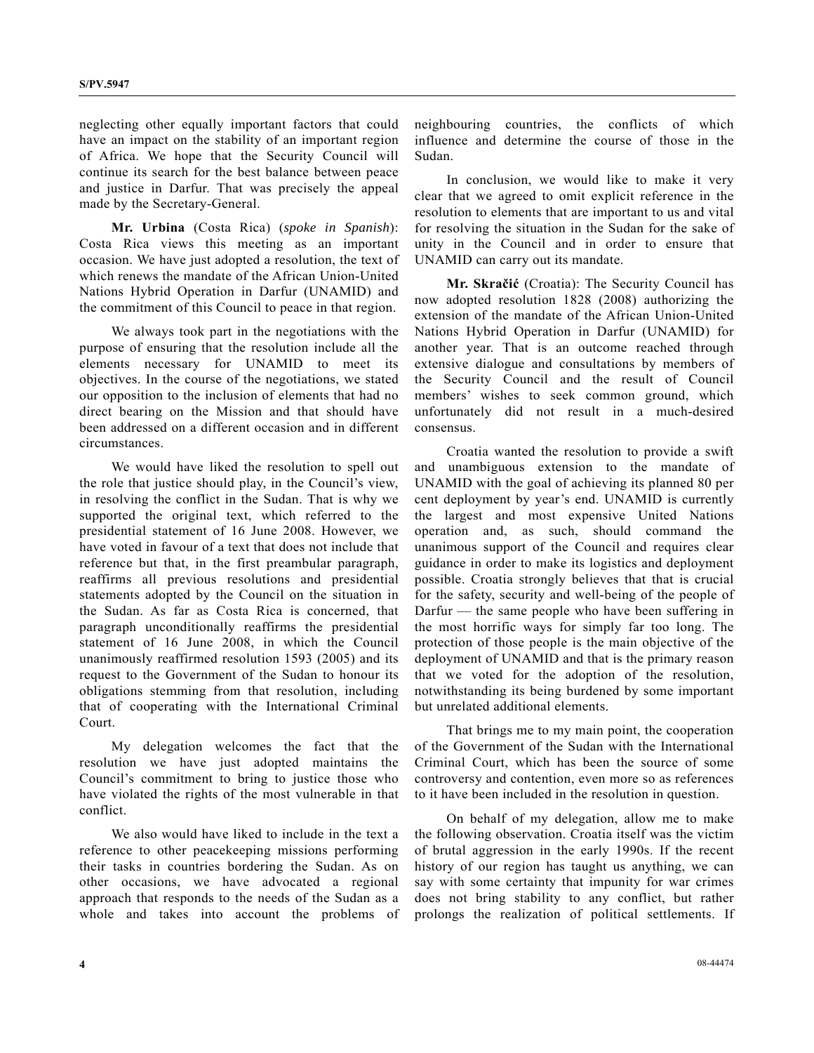neglecting other equally important factors that could have an impact on the stability of an important region of Africa. We hope that the Security Council will continue its search for the best balance between peace and justice in Darfur. That was precisely the appeal made by the Secretary-General.

**Mr. Urbina** (Costa Rica) (*spoke in Spanish*): Costa Rica views this meeting as an important occasion. We have just adopted a resolution, the text of which renews the mandate of the African Union-United Nations Hybrid Operation in Darfur (UNAMID) and the commitment of this Council to peace in that region.

We always took part in the negotiations with the purpose of ensuring that the resolution include all the elements necessary for UNAMID to meet its objectives. In the course of the negotiations, we stated our opposition to the inclusion of elements that had no direct bearing on the Mission and that should have been addressed on a different occasion and in different circumstances.

We would have liked the resolution to spell out the role that justice should play, in the Council's view, in resolving the conflict in the Sudan. That is why we supported the original text, which referred to the presidential statement of 16 June 2008. However, we have voted in favour of a text that does not include that reference but that, in the first preambular paragraph, reaffirms all previous resolutions and presidential statements adopted by the Council on the situation in the Sudan. As far as Costa Rica is concerned, that paragraph unconditionally reaffirms the presidential statement of 16 June 2008, in which the Council unanimously reaffirmed resolution 1593 (2005) and its request to the Government of the Sudan to honour its obligations stemming from that resolution, including that of cooperating with the International Criminal Court.

My delegation welcomes the fact that the resolution we have just adopted maintains the Council's commitment to bring to justice those who have violated the rights of the most vulnerable in that conflict.

We also would have liked to include in the text a reference to other peacekeeping missions performing their tasks in countries bordering the Sudan. As on other occasions, we have advocated a regional approach that responds to the needs of the Sudan as a whole and takes into account the problems of neighbouring countries, the conflicts of which influence and determine the course of those in the Sudan.

In conclusion, we would like to make it very clear that we agreed to omit explicit reference in the resolution to elements that are important to us and vital for resolving the situation in the Sudan for the sake of unity in the Council and in order to ensure that UNAMID can carry out its mandate.

**Mr. Skračić** (Croatia): The Security Council has now adopted resolution 1828 (2008) authorizing the extension of the mandate of the African Union-United Nations Hybrid Operation in Darfur (UNAMID) for another year. That is an outcome reached through extensive dialogue and consultations by members of the Security Council and the result of Council members' wishes to seek common ground, which unfortunately did not result in a much-desired consensus.

Croatia wanted the resolution to provide a swift and unambiguous extension to the mandate of UNAMID with the goal of achieving its planned 80 per cent deployment by year's end. UNAMID is currently the largest and most expensive United Nations operation and, as such, should command the unanimous support of the Council and requires clear guidance in order to make its logistics and deployment possible. Croatia strongly believes that that is crucial for the safety, security and well-being of the people of Darfur — the same people who have been suffering in the most horrific ways for simply far too long. The protection of those people is the main objective of the deployment of UNAMID and that is the primary reason that we voted for the adoption of the resolution, notwithstanding its being burdened by some important but unrelated additional elements.

That brings me to my main point, the cooperation of the Government of the Sudan with the International Criminal Court, which has been the source of some controversy and contention, even more so as references to it have been included in the resolution in question.

On behalf of my delegation, allow me to make the following observation. Croatia itself was the victim of brutal aggression in the early 1990s. If the recent history of our region has taught us anything, we can say with some certainty that impunity for war crimes does not bring stability to any conflict, but rather prolongs the realization of political settlements. If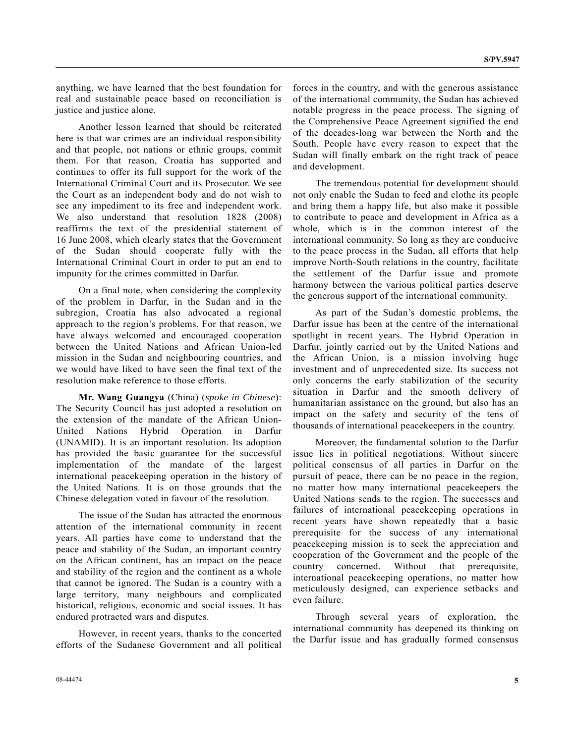anything, we have learned that the best foundation for real and sustainable peace based on reconciliation is justice and justice alone.

Another lesson learned that should be reiterated here is that war crimes are an individual responsibility and that people, not nations or ethnic groups, commit them. For that reason, Croatia has supported and continues to offer its full support for the work of the International Criminal Court and its Prosecutor. We see the Court as an independent body and do not wish to see any impediment to its free and independent work. We also understand that resolution 1828 (2008) reaffirms the text of the presidential statement of 16 June 2008, which clearly states that the Government of the Sudan should cooperate fully with the International Criminal Court in order to put an end to impunity for the crimes committed in Darfur.

On a final note, when considering the complexity of the problem in Darfur, in the Sudan and in the subregion, Croatia has also advocated a regional approach to the region's problems. For that reason, we have always welcomed and encouraged cooperation between the United Nations and African Union-led mission in the Sudan and neighbouring countries, and we would have liked to have seen the final text of the resolution make reference to those efforts.

**Mr. Wang Guangya** (China) (*spoke in Chinese*): The Security Council has just adopted a resolution on the extension of the mandate of the African Union-United Nations Hybrid Operation in Darfur (UNAMID). It is an important resolution. Its adoption has provided the basic guarantee for the successful implementation of the mandate of the largest international peacekeeping operation in the history of the United Nations. It is on those grounds that the Chinese delegation voted in favour of the resolution.

The issue of the Sudan has attracted the enormous attention of the international community in recent years. All parties have come to understand that the peace and stability of the Sudan, an important country on the African continent, has an impact on the peace and stability of the region and the continent as a whole that cannot be ignored. The Sudan is a country with a large territory, many neighbours and complicated historical, religious, economic and social issues. It has endured protracted wars and disputes.

However, in recent years, thanks to the concerted efforts of the Sudanese Government and all political forces in the country, and with the generous assistance of the international community, the Sudan has achieved notable progress in the peace process. The signing of the Comprehensive Peace Agreement signified the end of the decades-long war between the North and the South. People have every reason to expect that the Sudan will finally embark on the right track of peace and development.

The tremendous potential for development should not only enable the Sudan to feed and clothe its people and bring them a happy life, but also make it possible to contribute to peace and development in Africa as a whole, which is in the common interest of the international community. So long as they are conducive to the peace process in the Sudan, all efforts that help improve North-South relations in the country, facilitate the settlement of the Darfur issue and promote harmony between the various political parties deserve the generous support of the international community.

As part of the Sudan's domestic problems, the Darfur issue has been at the centre of the international spotlight in recent years. The Hybrid Operation in Darfur, jointly carried out by the United Nations and the African Union, is a mission involving huge investment and of unprecedented size. Its success not only concerns the early stabilization of the security situation in Darfur and the smooth delivery of humanitarian assistance on the ground, but also has an impact on the safety and security of the tens of thousands of international peacekeepers in the country.

Moreover, the fundamental solution to the Darfur issue lies in political negotiations. Without sincere political consensus of all parties in Darfur on the pursuit of peace, there can be no peace in the region, no matter how many international peacekeepers the United Nations sends to the region. The successes and failures of international peacekeeping operations in recent years have shown repeatedly that a basic prerequisite for the success of any international peacekeeping mission is to seek the appreciation and cooperation of the Government and the people of the country concerned. Without that prerequisite, international peacekeeping operations, no matter how meticulously designed, can experience setbacks and even failure.

Through several years of exploration, the international community has deepened its thinking on the Darfur issue and has gradually formed consensus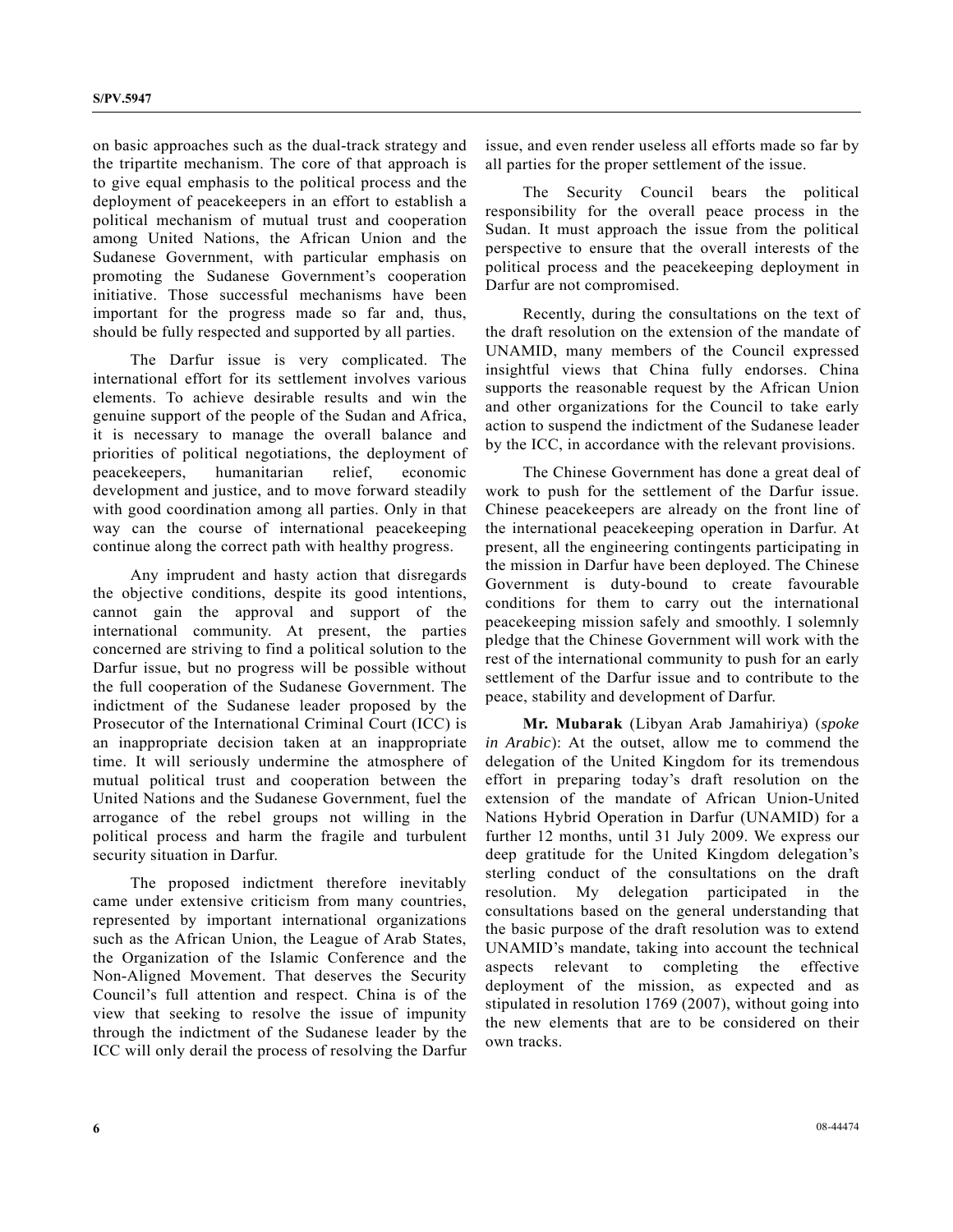on basic approaches such as the dual-track strategy and the tripartite mechanism. The core of that approach is to give equal emphasis to the political process and the deployment of peacekeepers in an effort to establish a political mechanism of mutual trust and cooperation among United Nations, the African Union and the Sudanese Government, with particular emphasis on promoting the Sudanese Government's cooperation initiative. Those successful mechanisms have been important for the progress made so far and, thus, should be fully respected and supported by all parties.

The Darfur issue is very complicated. The international effort for its settlement involves various elements. To achieve desirable results and win the genuine support of the people of the Sudan and Africa, it is necessary to manage the overall balance and priorities of political negotiations, the deployment of peacekeepers, humanitarian relief, economic development and justice, and to move forward steadily with good coordination among all parties. Only in that way can the course of international peacekeeping continue along the correct path with healthy progress.

Any imprudent and hasty action that disregards the objective conditions, despite its good intentions, cannot gain the approval and support of the international community. At present, the parties concerned are striving to find a political solution to the Darfur issue, but no progress will be possible without the full cooperation of the Sudanese Government. The indictment of the Sudanese leader proposed by the Prosecutor of the International Criminal Court (ICC) is an inappropriate decision taken at an inappropriate time. It will seriously undermine the atmosphere of mutual political trust and cooperation between the United Nations and the Sudanese Government, fuel the arrogance of the rebel groups not willing in the political process and harm the fragile and turbulent security situation in Darfur.

The proposed indictment therefore inevitably came under extensive criticism from many countries, represented by important international organizations such as the African Union, the League of Arab States, the Organization of the Islamic Conference and the Non-Aligned Movement. That deserves the Security Council's full attention and respect. China is of the view that seeking to resolve the issue of impunity through the indictment of the Sudanese leader by the ICC will only derail the process of resolving the Darfur issue, and even render useless all efforts made so far by all parties for the proper settlement of the issue.

The Security Council bears the political responsibility for the overall peace process in the Sudan. It must approach the issue from the political perspective to ensure that the overall interests of the political process and the peacekeeping deployment in Darfur are not compromised.

Recently, during the consultations on the text of the draft resolution on the extension of the mandate of UNAMID, many members of the Council expressed insightful views that China fully endorses. China supports the reasonable request by the African Union and other organizations for the Council to take early action to suspend the indictment of the Sudanese leader by the ICC, in accordance with the relevant provisions.

The Chinese Government has done a great deal of work to push for the settlement of the Darfur issue. Chinese peacekeepers are already on the front line of the international peacekeeping operation in Darfur. At present, all the engineering contingents participating in the mission in Darfur have been deployed. The Chinese Government is duty-bound to create favourable conditions for them to carry out the international peacekeeping mission safely and smoothly. I solemnly pledge that the Chinese Government will work with the rest of the international community to push for an early settlement of the Darfur issue and to contribute to the peace, stability and development of Darfur.

**Mr. Mubarak** (Libyan Arab Jamahiriya) (*spoke in Arabic*): At the outset, allow me to commend the delegation of the United Kingdom for its tremendous effort in preparing today's draft resolution on the extension of the mandate of African Union-United Nations Hybrid Operation in Darfur (UNAMID) for a further 12 months, until 31 July 2009. We express our deep gratitude for the United Kingdom delegation's sterling conduct of the consultations on the draft resolution. My delegation participated in the consultations based on the general understanding that the basic purpose of the draft resolution was to extend UNAMID's mandate, taking into account the technical aspects relevant to completing the effective deployment of the mission, as expected and as stipulated in resolution 1769 (2007), without going into the new elements that are to be considered on their own tracks.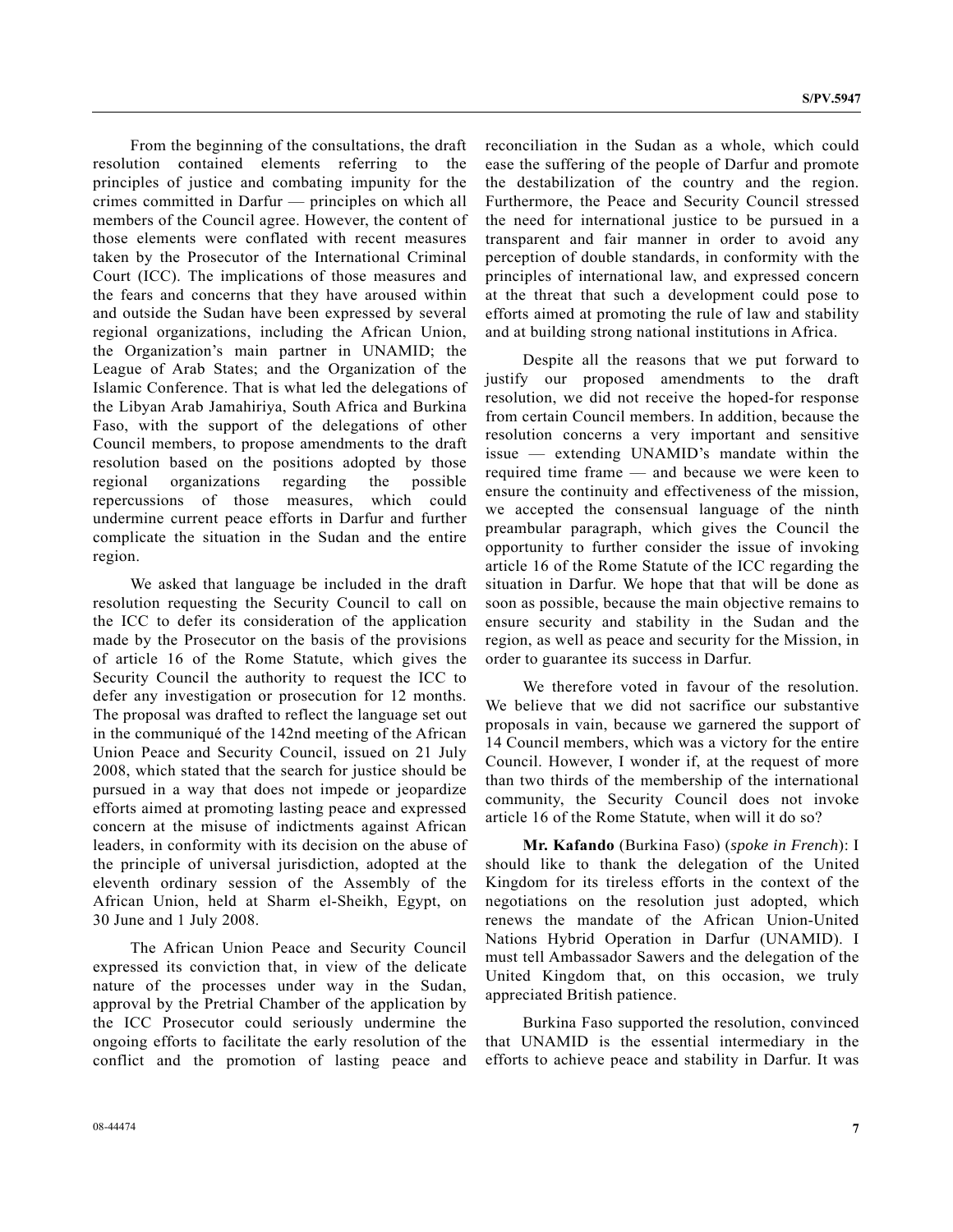From the beginning of the consultations, the draft resolution contained elements referring to the principles of justice and combating impunity for the crimes committed in Darfur — principles on which all members of the Council agree. However, the content of those elements were conflated with recent measures taken by the Prosecutor of the International Criminal Court (ICC). The implications of those measures and the fears and concerns that they have aroused within and outside the Sudan have been expressed by several regional organizations, including the African Union, the Organization's main partner in UNAMID; the League of Arab States; and the Organization of the Islamic Conference. That is what led the delegations of the Libyan Arab Jamahiriya, South Africa and Burkina Faso, with the support of the delegations of other Council members, to propose amendments to the draft resolution based on the positions adopted by those regional organizations regarding the possible repercussions of those measures, which could undermine current peace efforts in Darfur and further complicate the situation in the Sudan and the entire region.

We asked that language be included in the draft resolution requesting the Security Council to call on the ICC to defer its consideration of the application made by the Prosecutor on the basis of the provisions of article 16 of the Rome Statute, which gives the Security Council the authority to request the ICC to defer any investigation or prosecution for 12 months. The proposal was drafted to reflect the language set out in the communiqué of the 142nd meeting of the African Union Peace and Security Council, issued on 21 July 2008, which stated that the search for justice should be pursued in a way that does not impede or jeopardize efforts aimed at promoting lasting peace and expressed concern at the misuse of indictments against African leaders, in conformity with its decision on the abuse of the principle of universal jurisdiction, adopted at the eleventh ordinary session of the Assembly of the African Union, held at Sharm el-Sheikh, Egypt, on 30 June and 1 July 2008.

The African Union Peace and Security Council expressed its conviction that, in view of the delicate nature of the processes under way in the Sudan, approval by the Pretrial Chamber of the application by the ICC Prosecutor could seriously undermine the ongoing efforts to facilitate the early resolution of the conflict and the promotion of lasting peace and reconciliation in the Sudan as a whole, which could ease the suffering of the people of Darfur and promote the destabilization of the country and the region. Furthermore, the Peace and Security Council stressed the need for international justice to be pursued in a transparent and fair manner in order to avoid any perception of double standards, in conformity with the principles of international law, and expressed concern at the threat that such a development could pose to efforts aimed at promoting the rule of law and stability and at building strong national institutions in Africa.

Despite all the reasons that we put forward to justify our proposed amendments to the draft resolution, we did not receive the hoped-for response from certain Council members. In addition, because the resolution concerns a very important and sensitive issue — extending UNAMID's mandate within the required time frame — and because we were keen to ensure the continuity and effectiveness of the mission, we accepted the consensual language of the ninth preambular paragraph, which gives the Council the opportunity to further consider the issue of invoking article 16 of the Rome Statute of the ICC regarding the situation in Darfur. We hope that that will be done as soon as possible, because the main objective remains to ensure security and stability in the Sudan and the region, as well as peace and security for the Mission, in order to guarantee its success in Darfur.

We therefore voted in favour of the resolution. We believe that we did not sacrifice our substantive proposals in vain, because we garnered the support of 14 Council members, which was a victory for the entire Council. However, I wonder if, at the request of more than two thirds of the membership of the international community, the Security Council does not invoke article 16 of the Rome Statute, when will it do so?

**Mr. Kafando** (Burkina Faso) (*spoke in French*): I should like to thank the delegation of the United Kingdom for its tireless efforts in the context of the negotiations on the resolution just adopted, which renews the mandate of the African Union-United Nations Hybrid Operation in Darfur (UNAMID). I must tell Ambassador Sawers and the delegation of the United Kingdom that, on this occasion, we truly appreciated British patience.

Burkina Faso supported the resolution, convinced that UNAMID is the essential intermediary in the efforts to achieve peace and stability in Darfur. It was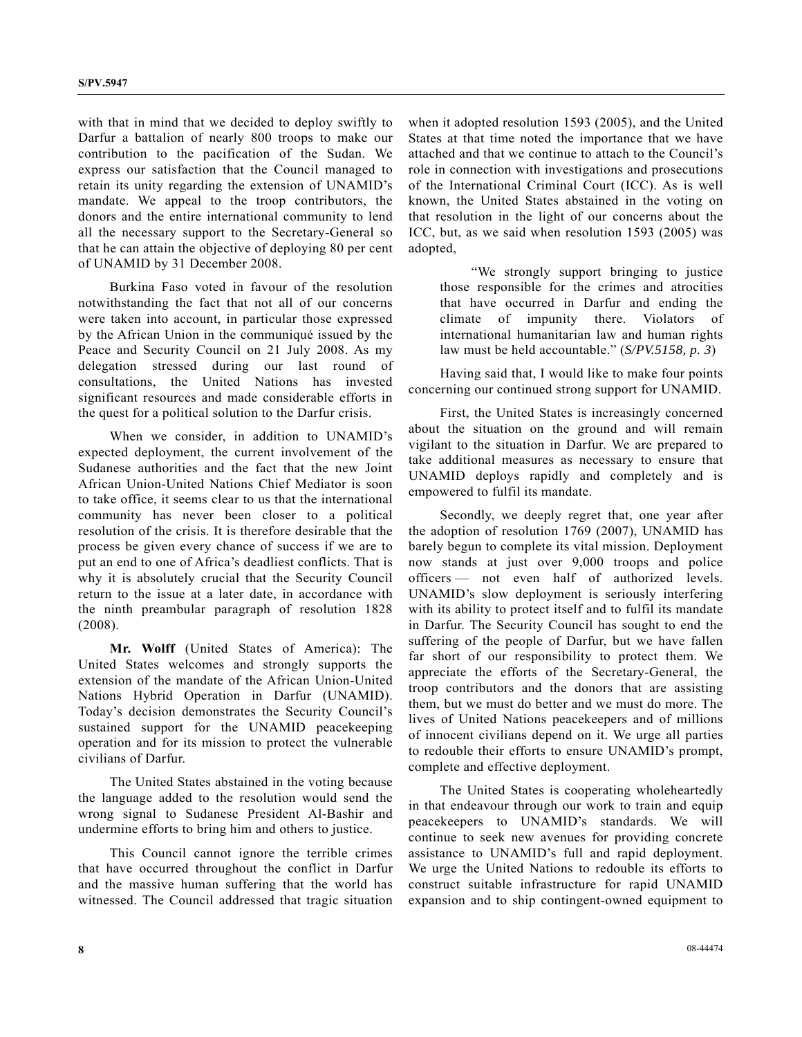with that in mind that we decided to deploy swiftly to Darfur a battalion of nearly 800 troops to make our contribution to the pacification of the Sudan. We express our satisfaction that the Council managed to retain its unity regarding the extension of UNAMID's mandate. We appeal to the troop contributors, the donors and the entire international community to lend all the necessary support to the Secretary-General so that he can attain the objective of deploying 80 per cent of UNAMID by 31 December 2008.

Burkina Faso voted in favour of the resolution notwithstanding the fact that not all of our concerns were taken into account, in particular those expressed by the African Union in the communiqué issued by the Peace and Security Council on 21 July 2008. As my delegation stressed during our last round of consultations, the United Nations has invested significant resources and made considerable efforts in the quest for a political solution to the Darfur crisis.

When we consider, in addition to UNAMID's expected deployment, the current involvement of the Sudanese authorities and the fact that the new Joint African Union-United Nations Chief Mediator is soon to take office, it seems clear to us that the international community has never been closer to a political resolution of the crisis. It is therefore desirable that the process be given every chance of success if we are to put an end to one of Africa's deadliest conflicts. That is why it is absolutely crucial that the Security Council return to the issue at a later date, in accordance with the ninth preambular paragraph of resolution 1828 (2008).

**Mr. Wolff** (United States of America): The United States welcomes and strongly supports the extension of the mandate of the African Union-United Nations Hybrid Operation in Darfur (UNAMID). Today's decision demonstrates the Security Council's sustained support for the UNAMID peacekeeping operation and for its mission to protect the vulnerable civilians of Darfur.

The United States abstained in the voting because the language added to the resolution would send the wrong signal to Sudanese President Al-Bashir and undermine efforts to bring him and others to justice.

This Council cannot ignore the terrible crimes that have occurred throughout the conflict in Darfur and the massive human suffering that the world has witnessed. The Council addressed that tragic situation when it adopted resolution 1593 (2005), and the United States at that time noted the importance that we have attached and that we continue to attach to the Council's role in connection with investigations and prosecutions of the International Criminal Court (ICC). As is well known, the United States abstained in the voting on that resolution in the light of our concerns about the ICC, but, as we said when resolution 1593 (2005) was adopted,

> "We strongly support bringing to justice those responsible for the crimes and atrocities that have occurred in Darfur and ending the climate of impunity there. Violators of international humanitarian law and human rights law must be held accountable." (*S/PV.5158, p. 3*)

Having said that, I would like to make four points concerning our continued strong support for UNAMID.

First, the United States is increasingly concerned about the situation on the ground and will remain vigilant to the situation in Darfur. We are prepared to take additional measures as necessary to ensure that UNAMID deploys rapidly and completely and is empowered to fulfil its mandate.

Secondly, we deeply regret that, one year after the adoption of resolution 1769 (2007), UNAMID has barely begun to complete its vital mission. Deployment now stands at just over 9,000 troops and police officers — not even half of authorized levels. UNAMID's slow deployment is seriously interfering with its ability to protect itself and to fulfil its mandate in Darfur. The Security Council has sought to end the suffering of the people of Darfur, but we have fallen far short of our responsibility to protect them. We appreciate the efforts of the Secretary-General, the troop contributors and the donors that are assisting them, but we must do better and we must do more. The lives of United Nations peacekeepers and of millions of innocent civilians depend on it. We urge all parties to redouble their efforts to ensure UNAMID's prompt, complete and effective deployment.

The United States is cooperating wholeheartedly in that endeavour through our work to train and equip peacekeepers to UNAMID's standards. We will continue to seek new avenues for providing concrete assistance to UNAMID's full and rapid deployment. We urge the United Nations to redouble its efforts to construct suitable infrastructure for rapid UNAMID expansion and to ship contingent-owned equipment to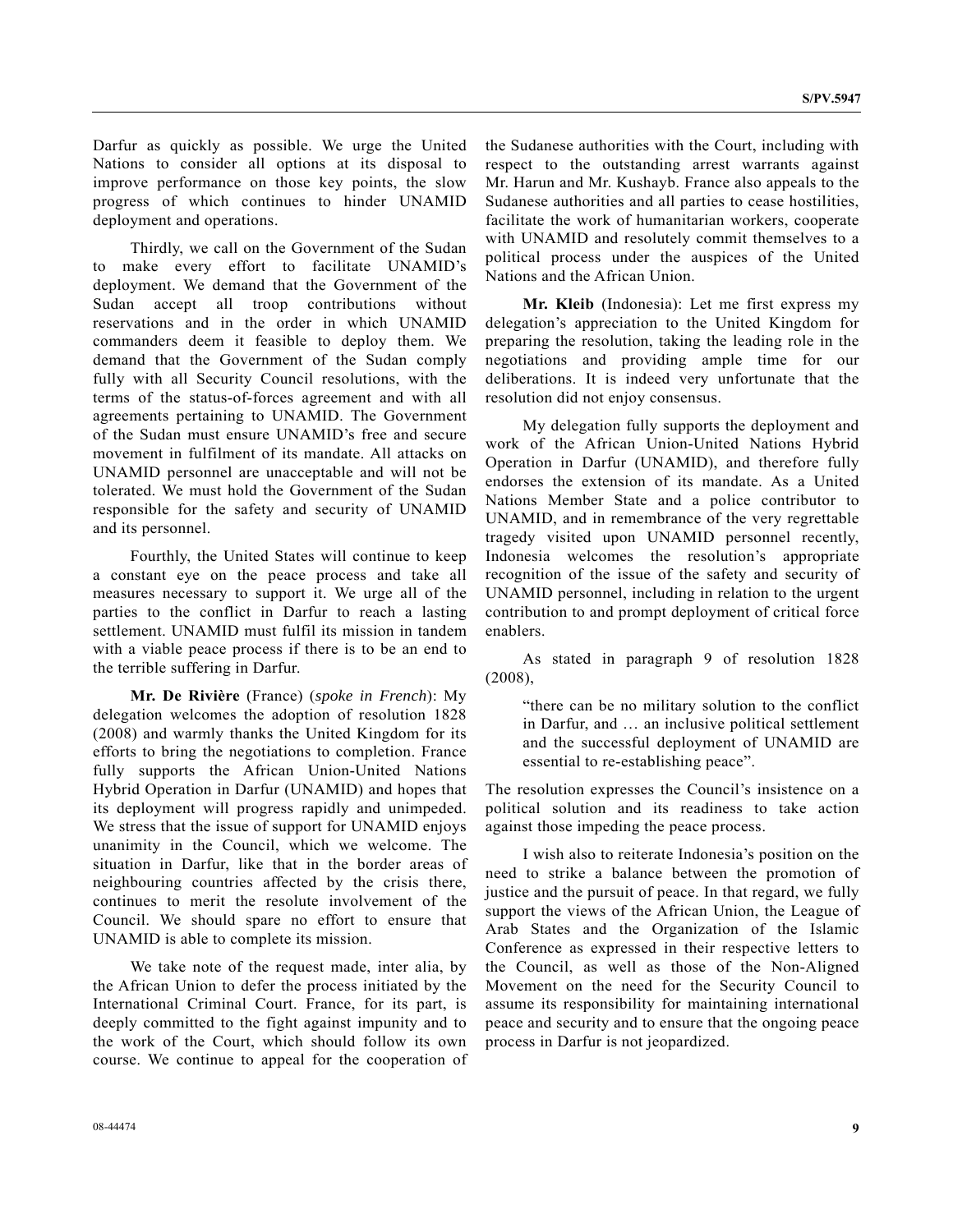Darfur as quickly as possible. We urge the United Nations to consider all options at its disposal to improve performance on those key points, the slow progress of which continues to hinder UNAMID deployment and operations.

Thirdly, we call on the Government of the Sudan to make every effort to facilitate UNAMID's deployment. We demand that the Government of the Sudan accept all troop contributions without reservations and in the order in which UNAMID commanders deem it feasible to deploy them. We demand that the Government of the Sudan comply fully with all Security Council resolutions, with the terms of the status-of-forces agreement and with all agreements pertaining to UNAMID. The Government of the Sudan must ensure UNAMID's free and secure movement in fulfilment of its mandate. All attacks on UNAMID personnel are unacceptable and will not be tolerated. We must hold the Government of the Sudan responsible for the safety and security of UNAMID and its personnel.

Fourthly, the United States will continue to keep a constant eye on the peace process and take all measures necessary to support it. We urge all of the parties to the conflict in Darfur to reach a lasting settlement. UNAMID must fulfil its mission in tandem with a viable peace process if there is to be an end to the terrible suffering in Darfur.

**Mr. De Rivière** (France) (*spoke in French*): My delegation welcomes the adoption of resolution 1828 (2008) and warmly thanks the United Kingdom for its efforts to bring the negotiations to completion. France fully supports the African Union-United Nations Hybrid Operation in Darfur (UNAMID) and hopes that its deployment will progress rapidly and unimpeded. We stress that the issue of support for UNAMID enjoys unanimity in the Council, which we welcome. The situation in Darfur, like that in the border areas of neighbouring countries affected by the crisis there, continues to merit the resolute involvement of the Council. We should spare no effort to ensure that UNAMID is able to complete its mission.

We take note of the request made, inter alia, by the African Union to defer the process initiated by the International Criminal Court. France, for its part, is deeply committed to the fight against impunity and to the work of the Court, which should follow its own course. We continue to appeal for the cooperation of the Sudanese authorities with the Court, including with respect to the outstanding arrest warrants against Mr. Harun and Mr. Kushayb. France also appeals to the Sudanese authorities and all parties to cease hostilities, facilitate the work of humanitarian workers, cooperate with UNAMID and resolutely commit themselves to a political process under the auspices of the United Nations and the African Union.

**Mr. Kleib** (Indonesia): Let me first express my delegation's appreciation to the United Kingdom for preparing the resolution, taking the leading role in the negotiations and providing ample time for our deliberations. It is indeed very unfortunate that the resolution did not enjoy consensus.

My delegation fully supports the deployment and work of the African Union-United Nations Hybrid Operation in Darfur (UNAMID), and therefore fully endorses the extension of its mandate. As a United Nations Member State and a police contributor to UNAMID, and in remembrance of the very regrettable tragedy visited upon UNAMID personnel recently, Indonesia welcomes the resolution's appropriate recognition of the issue of the safety and security of UNAMID personnel, including in relation to the urgent contribution to and prompt deployment of critical force enablers.

As stated in paragraph 9 of resolution 1828 (2008),

> "there can be no military solution to the conflict in Darfur, and … an inclusive political settlement and the successful deployment of UNAMID are essential to re-establishing peace".

The resolution expresses the Council's insistence on a political solution and its readiness to take action against those impeding the peace process.

I wish also to reiterate Indonesia's position on the need to strike a balance between the promotion of justice and the pursuit of peace. In that regard, we fully support the views of the African Union, the League of Arab States and the Organization of the Islamic Conference as expressed in their respective letters to the Council, as well as those of the Non-Aligned Movement on the need for the Security Council to assume its responsibility for maintaining international peace and security and to ensure that the ongoing peace process in Darfur is not jeopardized.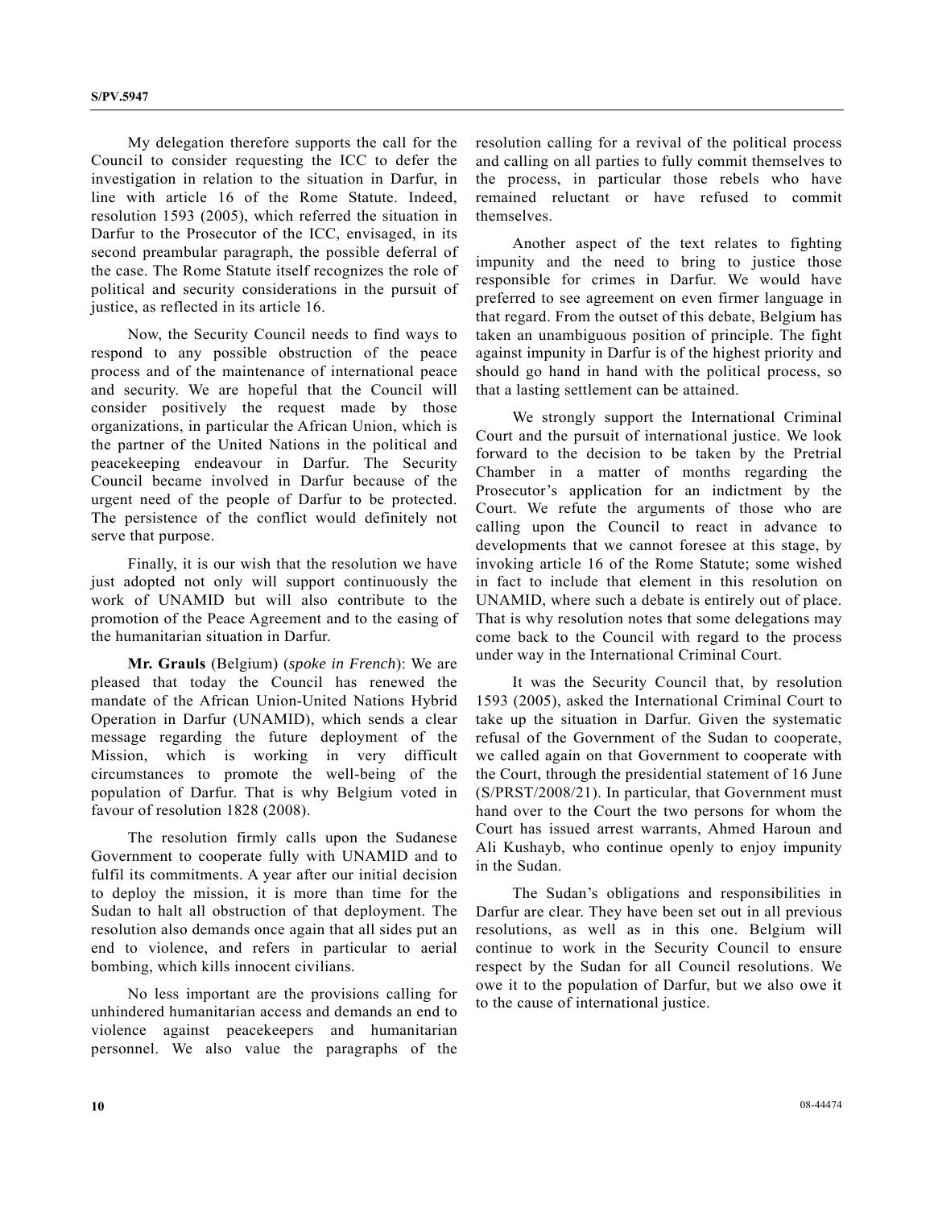My delegation therefore supports the call for the Council to consider requesting the ICC to defer the investigation in relation to the situation in Darfur, in line with article 16 of the Rome Statute. Indeed, resolution 1593 (2005), which referred the situation in Darfur to the Prosecutor of the ICC, envisaged, in its second preambular paragraph, the possible deferral of the case. The Rome Statute itself recognizes the role of political and security considerations in the pursuit of justice, as reflected in its article 16.

Now, the Security Council needs to find ways to respond to any possible obstruction of the peace process and of the maintenance of international peace and security. We are hopeful that the Council will consider positively the request made by those organizations, in particular the African Union, which is the partner of the United Nations in the political and peacekeeping endeavour in Darfur. The Security Council became involved in Darfur because of the urgent need of the people of Darfur to be protected. The persistence of the conflict would definitely not serve that purpose.

Finally, it is our wish that the resolution we have just adopted not only will support continuously the work of UNAMID but will also contribute to the promotion of the Peace Agreement and to the easing of the humanitarian situation in Darfur.

**Mr. Grauls** (Belgium) (*spoke in French*): We are pleased that today the Council has renewed the mandate of the African Union-United Nations Hybrid Operation in Darfur (UNAMID), which sends a clear message regarding the future deployment of the Mission, which is working in very difficult circumstances to promote the well-being of the population of Darfur. That is why Belgium voted in favour of resolution 1828 (2008).

The resolution firmly calls upon the Sudanese Government to cooperate fully with UNAMID and to fulfil its commitments. A year after our initial decision to deploy the mission, it is more than time for the Sudan to halt all obstruction of that deployment. The resolution also demands once again that all sides put an end to violence, and refers in particular to aerial bombing, which kills innocent civilians.

No less important are the provisions calling for unhindered humanitarian access and demands an end to violence against peacekeepers and humanitarian personnel. We also value the paragraphs of the resolution calling for a revival of the political process and calling on all parties to fully commit themselves to the process, in particular those rebels who have remained reluctant or have refused to commit themselves.

Another aspect of the text relates to fighting impunity and the need to bring to justice those responsible for crimes in Darfur. We would have preferred to see agreement on even firmer language in that regard. From the outset of this debate, Belgium has taken an unambiguous position of principle. The fight against impunity in Darfur is of the highest priority and should go hand in hand with the political process, so that a lasting settlement can be attained.

We strongly support the International Criminal Court and the pursuit of international justice. We look forward to the decision to be taken by the Pretrial Chamber in a matter of months regarding the Prosecutor's application for an indictment by the Court. We refute the arguments of those who are calling upon the Council to react in advance to developments that we cannot foresee at this stage, by invoking article 16 of the Rome Statute; some wished in fact to include that element in this resolution on UNAMID, where such a debate is entirely out of place. That is why resolution notes that some delegations may come back to the Council with regard to the process under way in the International Criminal Court.

It was the Security Council that, by resolution 1593 (2005), asked the International Criminal Court to take up the situation in Darfur. Given the systematic refusal of the Government of the Sudan to cooperate, we called again on that Government to cooperate with the Court, through the presidential statement of 16 June (S/PRST/2008/21). In particular, that Government must hand over to the Court the two persons for whom the Court has issued arrest warrants, Ahmed Haroun and Ali Kushayb, who continue openly to enjoy impunity in the Sudan.

The Sudan's obligations and responsibilities in Darfur are clear. They have been set out in all previous resolutions, as well as in this one. Belgium will continue to work in the Security Council to ensure respect by the Sudan for all Council resolutions. We owe it to the population of Darfur, but we also owe it to the cause of international justice.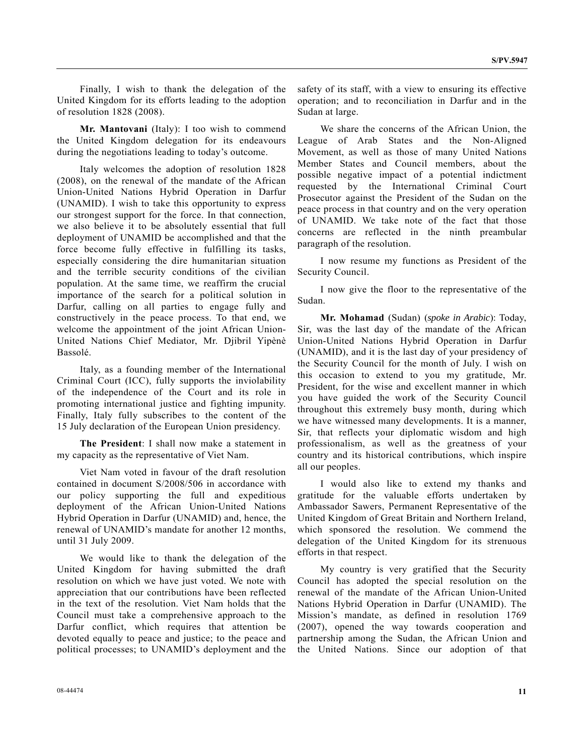Finally, I wish to thank the delegation of the United Kingdom for its efforts leading to the adoption of resolution 1828 (2008).

**Mr. Mantovani** (Italy): I too wish to commend the United Kingdom delegation for its endeavours during the negotiations leading to today's outcome.

Italy welcomes the adoption of resolution 1828 (2008), on the renewal of the mandate of the African Union-United Nations Hybrid Operation in Darfur (UNAMID). I wish to take this opportunity to express our strongest support for the force. In that connection, we also believe it to be absolutely essential that full deployment of UNAMID be accomplished and that the force become fully effective in fulfilling its tasks, especially considering the dire humanitarian situation and the terrible security conditions of the civilian population. At the same time, we reaffirm the crucial importance of the search for a political solution in Darfur, calling on all parties to engage fully and constructively in the peace process. To that end, we welcome the appointment of the joint African Union-United Nations Chief Mediator, Mr. Djibril Yipènè Bassolé.

Italy, as a founding member of the International Criminal Court (ICC), fully supports the inviolability of the independence of the Court and its role in promoting international justice and fighting impunity. Finally, Italy fully subscribes to the content of the 15 July declaration of the European Union presidency.

**The President**: I shall now make a statement in my capacity as the representative of Viet Nam.

Viet Nam voted in favour of the draft resolution contained in document S/2008/506 in accordance with our policy supporting the full and expeditious deployment of the African Union-United Nations Hybrid Operation in Darfur (UNAMID) and, hence, the renewal of UNAMID's mandate for another 12 months, until 31 July 2009.

We would like to thank the delegation of the United Kingdom for having submitted the draft resolution on which we have just voted. We note with appreciation that our contributions have been reflected in the text of the resolution. Viet Nam holds that the Council must take a comprehensive approach to the Darfur conflict, which requires that attention be devoted equally to peace and justice; to the peace and political processes; to UNAMID's deployment and the safety of its staff, with a view to ensuring its effective operation; and to reconciliation in Darfur and in the Sudan at large.

We share the concerns of the African Union, the League of Arab States and the Non-Aligned Movement, as well as those of many United Nations Member States and Council members, about the possible negative impact of a potential indictment requested by the International Criminal Court Prosecutor against the President of the Sudan on the peace process in that country and on the very operation of UNAMID. We take note of the fact that those concerns are reflected in the ninth preambular paragraph of the resolution.

I now resume my functions as President of the Security Council.

I now give the floor to the representative of the Sudan.

**Mr. Mohamad** (Sudan) (*spoke in Arabic*): Today, Sir, was the last day of the mandate of the African Union-United Nations Hybrid Operation in Darfur (UNAMID), and it is the last day of your presidency of the Security Council for the month of July. I wish on this occasion to extend to you my gratitude, Mr. President, for the wise and excellent manner in which you have guided the work of the Security Council throughout this extremely busy month, during which we have witnessed many developments. It is a manner, Sir, that reflects your diplomatic wisdom and high professionalism, as well as the greatness of your country and its historical contributions, which inspire all our peoples.

I would also like to extend my thanks and gratitude for the valuable efforts undertaken by Ambassador Sawers, Permanent Representative of the United Kingdom of Great Britain and Northern Ireland, which sponsored the resolution. We commend the delegation of the United Kingdom for its strenuous efforts in that respect.

My country is very gratified that the Security Council has adopted the special resolution on the renewal of the mandate of the African Union-United Nations Hybrid Operation in Darfur (UNAMID). The Mission's mandate, as defined in resolution 1769 (2007), opened the way towards cooperation and partnership among the Sudan, the African Union and the United Nations. Since our adoption of that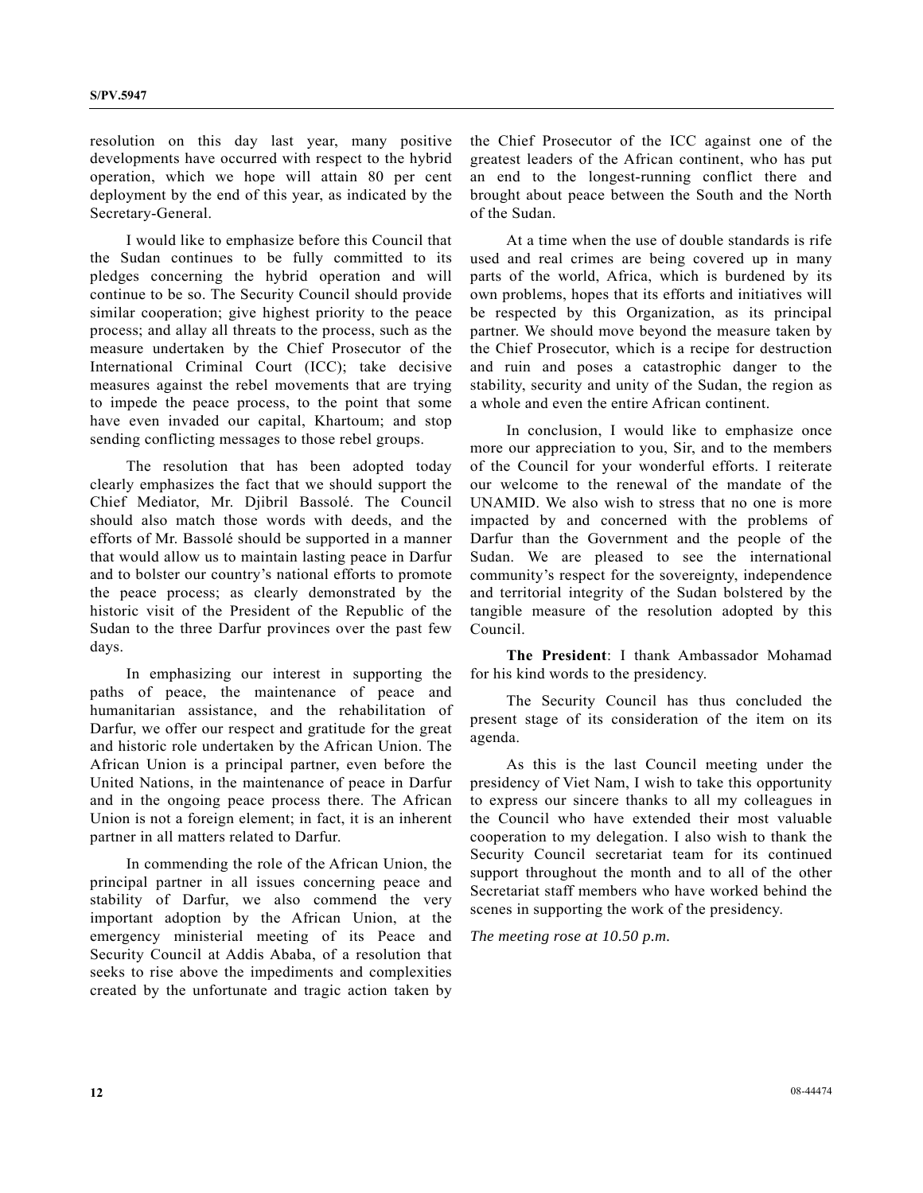resolution on this day last year, many positive developments have occurred with respect to the hybrid operation, which we hope will attain 80 per cent deployment by the end of this year, as indicated by the Secretary-General.

I would like to emphasize before this Council that the Sudan continues to be fully committed to its pledges concerning the hybrid operation and will continue to be so. The Security Council should provide similar cooperation; give highest priority to the peace process; and allay all threats to the process, such as the measure undertaken by the Chief Prosecutor of the International Criminal Court (ICC); take decisive measures against the rebel movements that are trying to impede the peace process, to the point that some have even invaded our capital, Khartoum; and stop sending conflicting messages to those rebel groups.

The resolution that has been adopted today clearly emphasizes the fact that we should support the Chief Mediator, Mr. Djibril Bassolé. The Council should also match those words with deeds, and the efforts of Mr. Bassolé should be supported in a manner that would allow us to maintain lasting peace in Darfur and to bolster our country's national efforts to promote the peace process; as clearly demonstrated by the historic visit of the President of the Republic of the Sudan to the three Darfur provinces over the past few days.

In emphasizing our interest in supporting the paths of peace, the maintenance of peace and humanitarian assistance, and the rehabilitation of Darfur, we offer our respect and gratitude for the great and historic role undertaken by the African Union. The African Union is a principal partner, even before the United Nations, in the maintenance of peace in Darfur and in the ongoing peace process there. The African Union is not a foreign element; in fact, it is an inherent partner in all matters related to Darfur.

In commending the role of the African Union, the principal partner in all issues concerning peace and stability of Darfur, we also commend the very important adoption by the African Union, at the emergency ministerial meeting of its Peace and Security Council at Addis Ababa, of a resolution that seeks to rise above the impediments and complexities created by the unfortunate and tragic action taken by the Chief Prosecutor of the ICC against one of the greatest leaders of the African continent, who has put an end to the longest-running conflict there and brought about peace between the South and the North of the Sudan.

At a time when the use of double standards is rife used and real crimes are being covered up in many parts of the world, Africa, which is burdened by its own problems, hopes that its efforts and initiatives will be respected by this Organization, as its principal partner. We should move beyond the measure taken by the Chief Prosecutor, which is a recipe for destruction and ruin and poses a catastrophic danger to the stability, security and unity of the Sudan, the region as a whole and even the entire African continent.

In conclusion, I would like to emphasize once more our appreciation to you, Sir, and to the members of the Council for your wonderful efforts. I reiterate our welcome to the renewal of the mandate of the UNAMID. We also wish to stress that no one is more impacted by and concerned with the problems of Darfur than the Government and the people of the Sudan. We are pleased to see the international community's respect for the sovereignty, independence and territorial integrity of the Sudan bolstered by the tangible measure of the resolution adopted by this Council.

**The President**: I thank Ambassador Mohamad for his kind words to the presidency.

The Security Council has thus concluded the present stage of its consideration of the item on its agenda.

As this is the last Council meeting under the presidency of Viet Nam, I wish to take this opportunity to express our sincere thanks to all my colleagues in the Council who have extended their most valuable cooperation to my delegation. I also wish to thank the Security Council secretariat team for its continued support throughout the month and to all of the other Secretariat staff members who have worked behind the scenes in supporting the work of the presidency.

*The meeting rose at 10.50 p.m.*